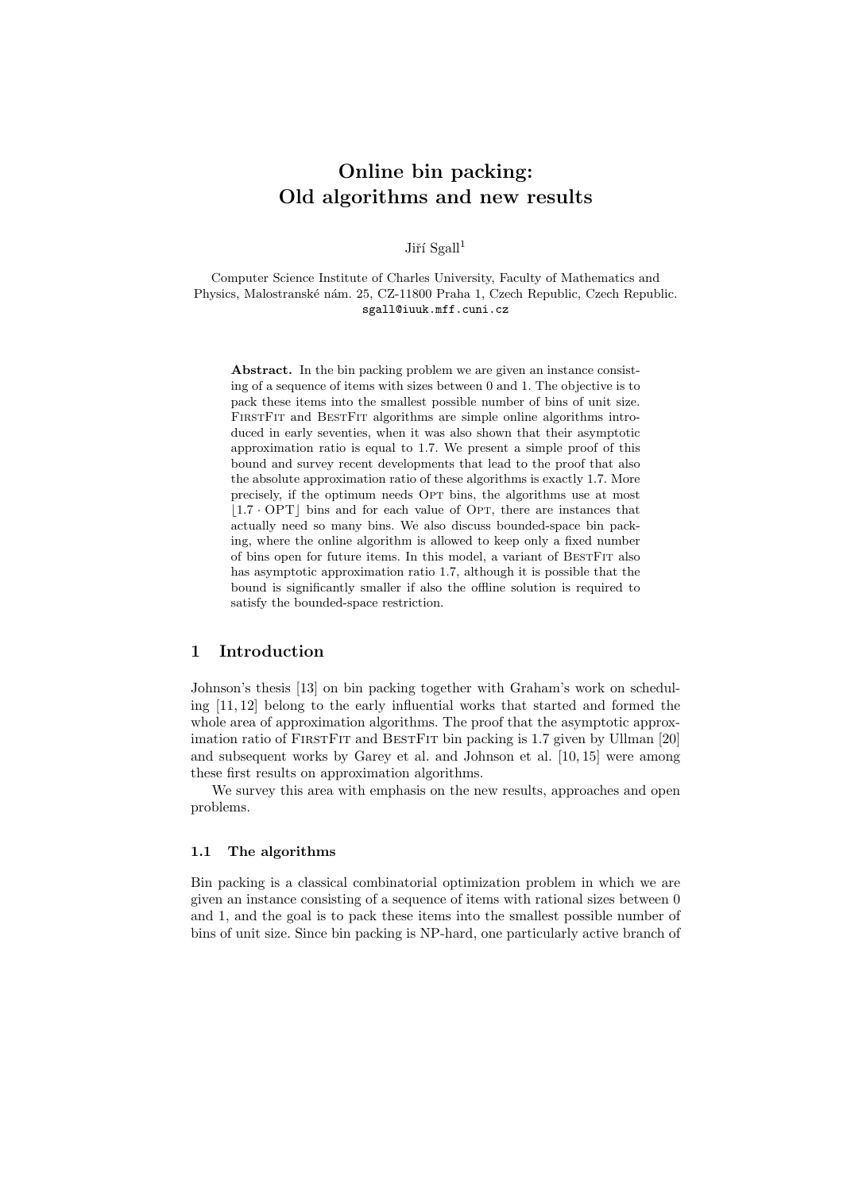# Online bin packing: Old algorithms and new results

Jiří Sgall[1]

Computer Science Institute of Charles University, Faculty of Mathematics and Physics, Malostranské nám. 25, CZ-11800 Praha 1, Czech Republic, Czech Republic.
sgall@iuuk.mff.cuni.cz

**Abstract.** In the bin packing problem we are given an instance consisting of a sequence of items with sizes between 0 and 1. The objective is to pack these items into the smallest possible number of bins of unit size. FirstFit and BestFit algorithms are simple online algorithms introduced in early seventies, when it was also shown that their asymptotic approximation ratio is equal to 1.7. We present a simple proof of this bound and survey recent developments that lead to the proof that also the absolute approximation ratio of these algorithms is exactly 1.7. More precisely, if the optimum needs Opt bins, the algorithms use at most $\lfloor 1.7 \cdot \mathrm{OPT} \rfloor$ bins and for each value of Opt, there are instances that actually need so many bins. We also discuss bounded-space bin packing, where the online algorithm is allowed to keep only a fixed number of bins open for future items. In this model, a variant of BestFit also has asymptotic approximation ratio 1.7, although it is possible that the bound is significantly smaller if also the offline solution is required to satisfy the bounded-space restriction.

## 1 Introduction

Johnson's thesis [13] on bin packing together with Graham's work on scheduling [11, 12] belong to the early influential works that started and formed the whole area of approximation algorithms. The proof that the asymptotic approximation ratio of FirstFit and BestFit bin packing is 1.7 given by Ullman [20] and subsequent works by Garey et al. and Johnson et al. [10, 15] were among these first results on approximation algorithms.

We survey this area with emphasis on the new results, approaches and open problems.

### 1.1 The algorithms

Bin packing is a classical combinatorial optimization problem in which we are given an instance consisting of a sequence of items with rational sizes between 0 and 1, and the goal is to pack these items into the smallest possible number of bins of unit size. Since bin packing is NP-hard, one particularly active branch of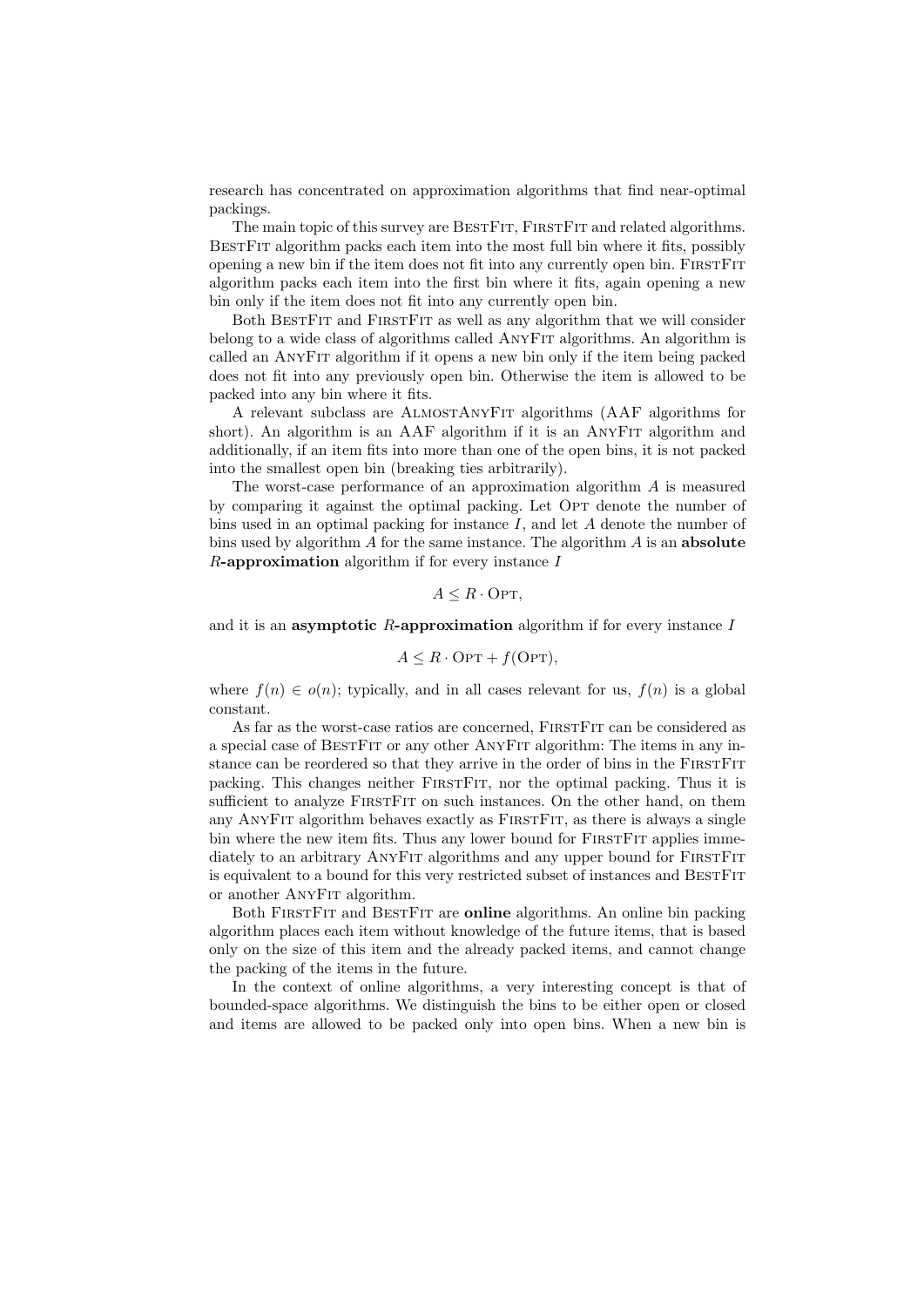research has concentrated on approximation algorithms that find near-optimal packings.

The main topic of this survey are BestFit, FirstFit and related algorithms. BestFit algorithm packs each item into the most full bin where it fits, possibly opening a new bin if the item does not fit into any currently open bin. FirstFit algorithm packs each item into the first bin where it fits, again opening a new bin only if the item does not fit into any currently open bin.

Both BestFit and FirstFit as well as any algorithm that we will consider belong to a wide class of algorithms called AnyFit algorithms. An algorithm is called an AnyFit algorithm if it opens a new bin only if the item being packed does not fit into any previously open bin. Otherwise the item is allowed to be packed into any bin where it fits.

A relevant subclass are AlmostAnyFit algorithms (AAF algorithms for short). An algorithm is an AAF algorithm if it is an AnyFit algorithm and additionally, if an item fits into more than one of the open bins, it is not packed into the smallest open bin (breaking ties arbitrarily).

The worst-case performance of an approximation algorithm $A$ is measured by comparing it against the optimal packing. Let Opt denote the number of bins used in an optimal packing for instance $I$, and let $A$ denote the number of bins used by algorithm $A$ for the same instance. The algorithm $A$ is an **absolute $R$-approximation** algorithm if for every instance $I$

$$A \leq R \cdot \mathrm{Opt},$$

and it is an **asymptotic $R$-approximation** algorithm if for every instance $I$

$$A \leq R \cdot \mathrm{Opt} + f(\mathrm{Opt}),$$

where $f(n) \in o(n)$; typically, and in all cases relevant for us, $f(n)$ is a global constant.

As far as the worst-case ratios are concerned, FirstFit can be considered as a special case of BestFit or any other AnyFit algorithm: The items in any instance can be reordered so that they arrive in the order of bins in the FirstFit packing. This changes neither FirstFit, nor the optimal packing. Thus it is sufficient to analyze FirstFit on such instances. On the other hand, on them any AnyFit algorithm behaves exactly as FirstFit, as there is always a single bin where the new item fits. Thus any lower bound for FirstFit applies immediately to an arbitrary AnyFit algorithms and any upper bound for FirstFit is equivalent to a bound for this very restricted subset of instances and BestFit or another AnyFit algorithm.

Both FirstFit and BestFit are **online** algorithms. An online bin packing algorithm places each item without knowledge of the future items, that is based only on the size of this item and the already packed items, and cannot change the packing of the items in the future.

In the context of online algorithms, a very interesting concept is that of bounded-space algorithms. We distinguish the bins to be either open or closed and items are allowed to be packed only into open bins. When a new bin is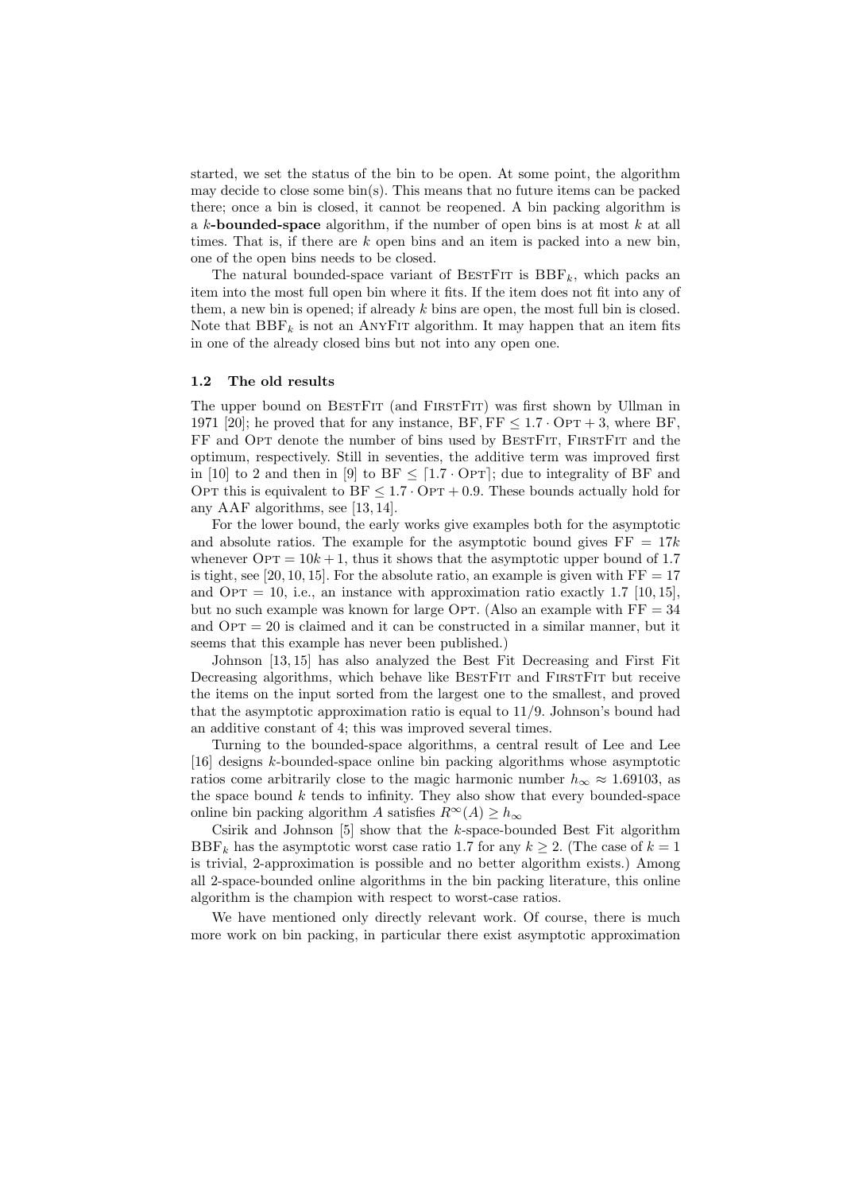started, we set the status of the bin to be open. At some point, the algorithm may decide to close some bin(s). This means that no future items can be packed there; once a bin is closed, it cannot be reopened. A bin packing algorithm is a $k$-**bounded-space** algorithm, if the number of open bins is at most $k$ at all times. That is, if there are $k$ open bins and an item is packed into a new bin, one of the open bins needs to be closed.

The natural bounded-space variant of BestFit is $\mathrm{BBF}_k$, which packs an item into the most full open bin where it fits. If the item does not fit into any of them, a new bin is opened; if already $k$ bins are open, the most full bin is closed. Note that $\mathrm{BBF}_k$ is not an AnyFit algorithm. It may happen that an item fits in one of the already closed bins but not into any open one.

### 1.2 The old results

The upper bound on BestFit (and FirstFit) was first shown by Ullman in 1971 [20]; he proved that for any instance, $\mathrm{BF}, \mathrm{FF} \leq 1.7 \cdot \mathrm{OPT} + 3$, where BF, FF and Opt denote the number of bins used by BestFit, FirstFit and the optimum, respectively. Still in seventies, the additive term was improved first in [10] to 2 and then in [9] to $\mathrm{BF} \leq \lceil 1.7 \cdot \mathrm{OPT} \rceil$; due to integrality of BF and Opt this is equivalent to $\mathrm{BF} \leq 1.7 \cdot \mathrm{OPT} + 0.9$. These bounds actually hold for any AAF algorithms, see [13, 14].

For the lower bound, the early works give examples both for the asymptotic and absolute ratios. The example for the asymptotic bound gives $\mathrm{FF} = 17k$ whenever $\mathrm{OPT} = 10k + 1$, thus it shows that the asymptotic upper bound of 1.7 is tight, see [20, 10, 15]. For the absolute ratio, an example is given with $\mathrm{FF} = 17$ and $\mathrm{OPT} = 10$, i.e., an instance with approximation ratio exactly 1.7 [10, 15], but no such example was known for large Opt. (Also an example with $\mathrm{FF} = 34$ and $\mathrm{OPT} = 20$ is claimed and it can be constructed in a similar manner, but it seems that this example has never been published.)

Johnson [13, 15] has also analyzed the Best Fit Decreasing and First Fit Decreasing algorithms, which behave like BestFit and FirstFit but receive the items on the input sorted from the largest one to the smallest, and proved that the asymptotic approximation ratio is equal to 11/9. Johnson's bound had an additive constant of 4; this was improved several times.

Turning to the bounded-space algorithms, a central result of Lee and Lee [16] designs $k$-bounded-space online bin packing algorithms whose asymptotic ratios come arbitrarily close to the magic harmonic number $h_\infty \approx 1.69103$, as the space bound $k$ tends to infinity. They also show that every bounded-space online bin packing algorithm $A$ satisfies $R^\infty(A) \geq h_\infty$

Csirik and Johnson [5] show that the $k$-space-bounded Best Fit algorithm $\mathrm{BBF}_k$ has the asymptotic worst case ratio 1.7 for any $k \geq 2$. (The case of $k = 1$ is trivial, 2-approximation is possible and no better algorithm exists.) Among all 2-space-bounded online algorithms in the bin packing literature, this online algorithm is the champion with respect to worst-case ratios.

We have mentioned only directly relevant work. Of course, there is much more work on bin packing, in particular there exist asymptotic approximation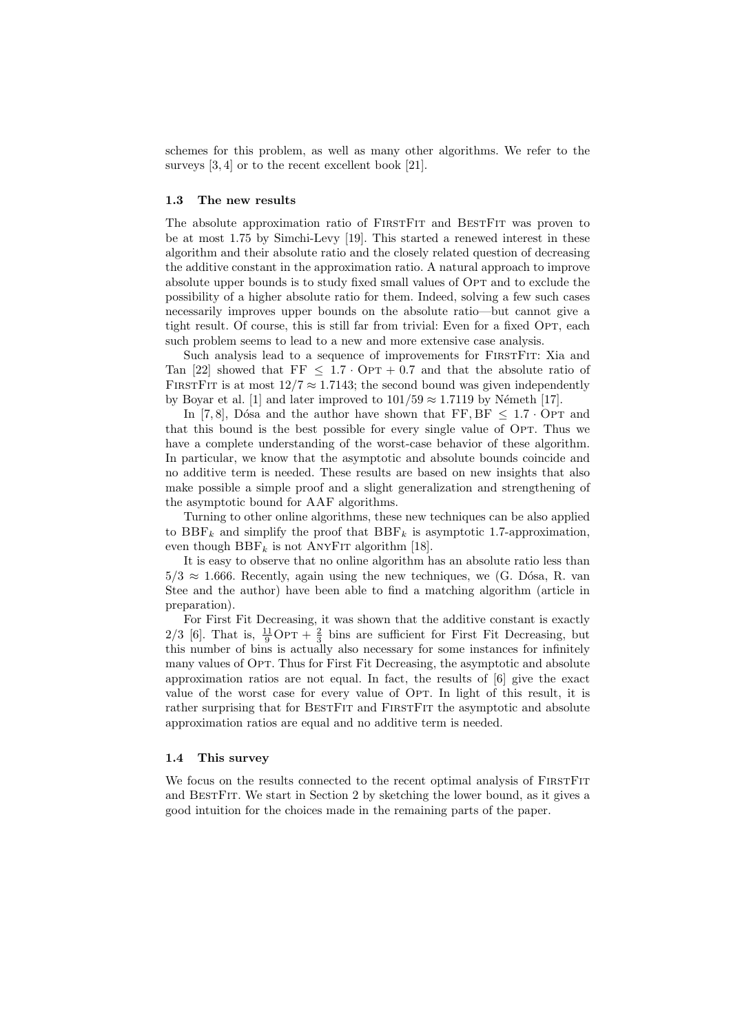schemes for this problem, as well as many other algorithms. We refer to the surveys [3, 4] or to the recent excellent book [21].

### 1.3 The new results

The absolute approximation ratio of FirstFit and BestFit was proven to be at most 1.75 by Simchi-Levy [19]. This started a renewed interest in these algorithm and their absolute ratio and the closely related question of decreasing the additive constant in the approximation ratio. A natural approach to improve absolute upper bounds is to study fixed small values of Opt and to exclude the possibility of a higher absolute ratio for them. Indeed, solving a few such cases necessarily improves upper bounds on the absolute ratio—but cannot give a tight result. Of course, this is still far from trivial: Even for a fixed Opt, each such problem seems to lead to a new and more extensive case analysis.

Such analysis lead to a sequence of improvements for FirstFit: Xia and Tan [22] showed that $\mathrm{FF} \leq 1.7 \cdot \mathrm{Opt} + 0.7$ and that the absolute ratio of FirstFit is at most $12/7 \approx 1.7143$; the second bound was given independently by Boyar et al. [1] and later improved to $101/59 \approx 1.7119$ by Németh [17].

In [7, 8], Dósa and the author have shown that $\mathrm{FF}, \mathrm{BF} \leq 1.7 \cdot \mathrm{Opt}$ and that this bound is the best possible for every single value of Opt. Thus we have a complete understanding of the worst-case behavior of these algorithm. In particular, we know that the asymptotic and absolute bounds coincide and no additive term is needed. These results are based on new insights that also make possible a simple proof and a slight generalization and strengthening of the asymptotic bound for AAF algorithms.

Turning to other online algorithms, these new techniques can be also applied to $\mathrm{BBF}_k$ and simplify the proof that $\mathrm{BBF}_k$ is asymptotic 1.7-approximation, even though $\mathrm{BBF}_k$ is not AnyFit algorithm [18].

It is easy to observe that no online algorithm has an absolute ratio less than $5/3 \approx 1.666$. Recently, again using the new techniques, we (G. Dósa, R. van Stee and the author) have been able to find a matching algorithm (article in preparation).

For First Fit Decreasing, it was shown that the additive constant is exactly $2/3$ [6]. That is, $\frac{11}{9}\mathrm{Opt} + \frac{2}{3}$ bins are sufficient for First Fit Decreasing, but this number of bins is actually also necessary for some instances for infinitely many values of Opt. Thus for First Fit Decreasing, the asymptotic and absolute approximation ratios are not equal. In fact, the results of [6] give the exact value of the worst case for every value of Opt. In light of this result, it is rather surprising that for BestFit and FirstFit the asymptotic and absolute approximation ratios are equal and no additive term is needed.

### 1.4 This survey

We focus on the results connected to the recent optimal analysis of FirstFit and BestFit. We start in Section 2 by sketching the lower bound, as it gives a good intuition for the choices made in the remaining parts of the paper.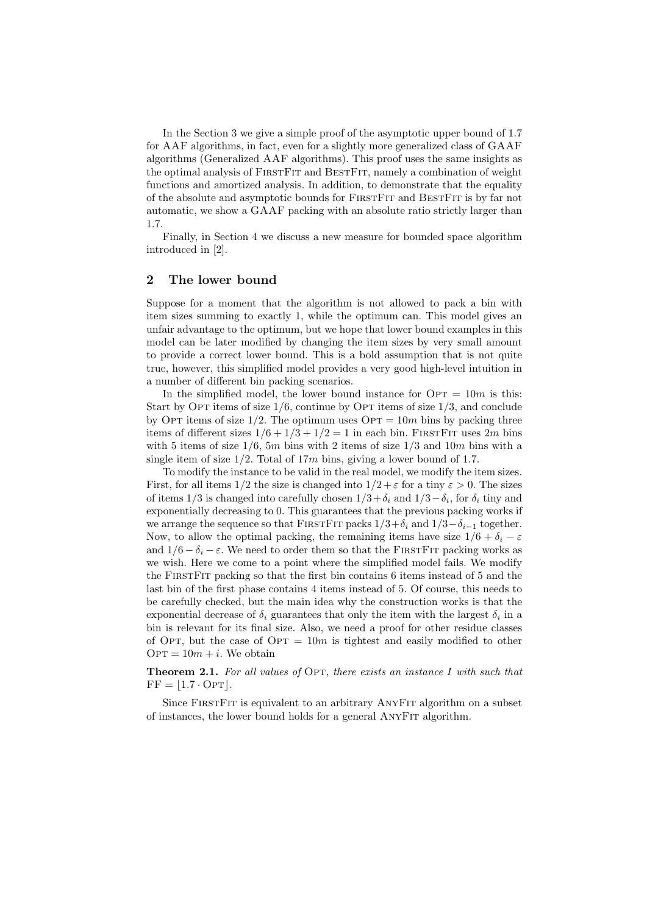In the Section 3 we give a simple proof of the asymptotic upper bound of 1.7 for AAF algorithms, in fact, even for a slightly more generalized class of GAAF algorithms (Generalized AAF algorithms). This proof uses the same insights as the optimal analysis of FirstFit and BestFit, namely a combination of weight functions and amortized analysis. In addition, to demonstrate that the equality of the absolute and asymptotic bounds for FirstFit and BestFit is by far not automatic, we show a GAAF packing with an absolute ratio strictly larger than 1.7.

Finally, in Section 4 we discuss a new measure for bounded space algorithm introduced in [2].

## 2 The lower bound

Suppose for a moment that the algorithm is not allowed to pack a bin with item sizes summing to exactly 1, while the optimum can. This model gives an unfair advantage to the optimum, but we hope that lower bound examples in this model can be later modified by changing the item sizes by very small amount to provide a correct lower bound. This is a bold assumption that is not quite true, however, this simplified model provides a very good high-level intuition in a number of different bin packing scenarios.

In the simplified model, the lower bound instance for $\text{Opt} = 10m$ is this: Start by Opt items of size $1/6$, continue by Opt items of size $1/3$, and conclude by Opt items of size $1/2$. The optimum uses $\text{Opt} = 10m$ bins by packing three items of different sizes $1/6 + 1/3 + 1/2 = 1$ in each bin. FirstFit uses $2m$ bins with 5 items of size $1/6$, $5m$ bins with 2 items of size $1/3$ and $10m$ bins with a single item of size $1/2$. Total of $17m$ bins, giving a lower bound of 1.7.

To modify the instance to be valid in the real model, we modify the item sizes. First, for all items $1/2$ the size is changed into $1/2+\varepsilon$ for a tiny $\varepsilon > 0$. The sizes of items $1/3$ is changed into carefully chosen $1/3+\delta_i$ and $1/3-\delta_i$, for $\delta_i$ tiny and exponentially decreasing to 0. This guarantees that the previous packing works if we arrange the sequence so that FirstFit packs $1/3+\delta_i$ and $1/3-\delta_{i-1}$ together. Now, to allow the optimal packing, the remaining items have size $1/6 + \delta_i - \varepsilon$ and $1/6 - \delta_i - \varepsilon$. We need to order them so that the FirstFit packing works as we wish. Here we come to a point where the simplified model fails. We modify the FirstFit packing so that the first bin contains 6 items instead of 5 and the last bin of the first phase contains 4 items instead of 5. Of course, this needs to be carefully checked, but the main idea why the construction works is that the exponential decrease of $\delta_i$ guarantees that only the item with the largest $\delta_i$ in a bin is relevant for its final size. Also, we need a proof for other residue classes of Opt, but the case of $\text{Opt} = 10m$ is tightest and easily modified to other $\text{Opt} = 10m + i$. We obtain

**Theorem 2.1.** *For all values of* Opt*, there exists an instance $I$ with such that* $\text{FF} = \lfloor 1.7 \cdot \text{Opt} \rfloor$.

Since FirstFit is equivalent to an arbitrary AnyFit algorithm on a subset of instances, the lower bound holds for a general AnyFit algorithm.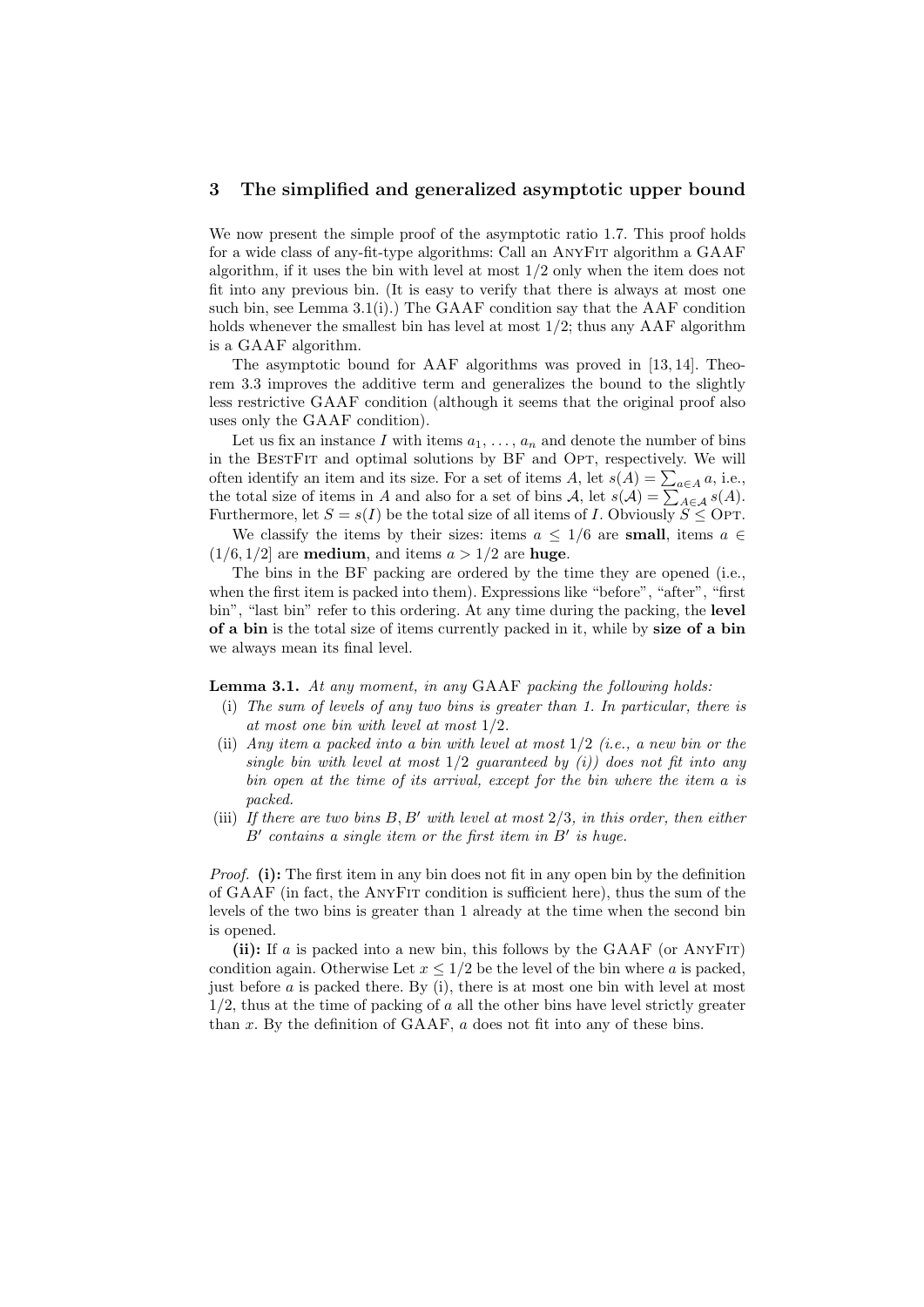## 3 The simplified and generalized asymptotic upper bound

We now present the simple proof of the asymptotic ratio 1.7. This proof holds for a wide class of any-fit-type algorithms: Call an AnyFit algorithm a GAAF algorithm, if it uses the bin with level at most $1/2$ only when the item does not fit into any previous bin. (It is easy to verify that there is always at most one such bin, see Lemma 3.1(i).) The GAAF condition say that the AAF condition holds whenever the smallest bin has level at most $1/2$; thus any AAF algorithm is a GAAF algorithm.

The asymptotic bound for AAF algorithms was proved in [13, 14]. Theorem 3.3 improves the additive term and generalizes the bound to the slightly less restrictive GAAF condition (although it seems that the original proof also uses only the GAAF condition).

Let us fix an instance $I$ with items $a_1, \ldots, a_n$ and denote the number of bins in the BestFit and optimal solutions by BF and Opt, respectively. We will often identify an item and its size. For a set of items $A$, let $s(A) = \sum_{a \in A} a$, i.e., the total size of items in $A$ and also for a set of bins $\mathcal{A}$, let $s(\mathcal{A}) = \sum_{A \in \mathcal{A}} s(A)$. Furthermore, let $S = s(I)$ be the total size of all items of $I$. Obviously $S \leq \text{Opt}$.

We classify the items by their sizes: items $a \leq 1/6$ are **small**, items $a \in (1/6, 1/2]$ are **medium**, and items $a > 1/2$ are **huge**.

The bins in the BF packing are ordered by the time they are opened (i.e., when the first item is packed into them). Expressions like "before", "after", "first bin", "last bin" refer to this ordering. At any time during the packing, the **level of a bin** is the total size of items currently packed in it, while by **size of a bin** we always mean its final level.

**Lemma 3.1.** *At any moment, in any* GAAF *packing the following holds:*

(i) *The sum of levels of any two bins is greater than 1. In particular, there is at most one bin with level at most $1/2$.*

(ii) *Any item $a$ packed into a bin with level at most $1/2$ (i.e., a new bin or the single bin with level at most $1/2$ guaranteed by (i)) does not fit into any bin open at the time of its arrival, except for the bin where the item $a$ is packed.*

(iii) *If there are two bins $B, B'$ with level at most $2/3$, in this order, then either $B'$ contains a single item or the first item in $B'$ is huge.*

*Proof.* **(i):** The first item in any bin does not fit in any open bin by the definition of GAAF (in fact, the AnyFit condition is sufficient here), thus the sum of the levels of the two bins is greater than 1 already at the time when the second bin is opened.

**(ii):** If $a$ is packed into a new bin, this follows by the GAAF (or AnyFit) condition again. Otherwise Let $x \leq 1/2$ be the level of the bin where $a$ is packed, just before $a$ is packed there. By (i), there is at most one bin with level at most $1/2$, thus at the time of packing of $a$ all the other bins have level strictly greater than $x$. By the definition of GAAF, $a$ does not fit into any of these bins.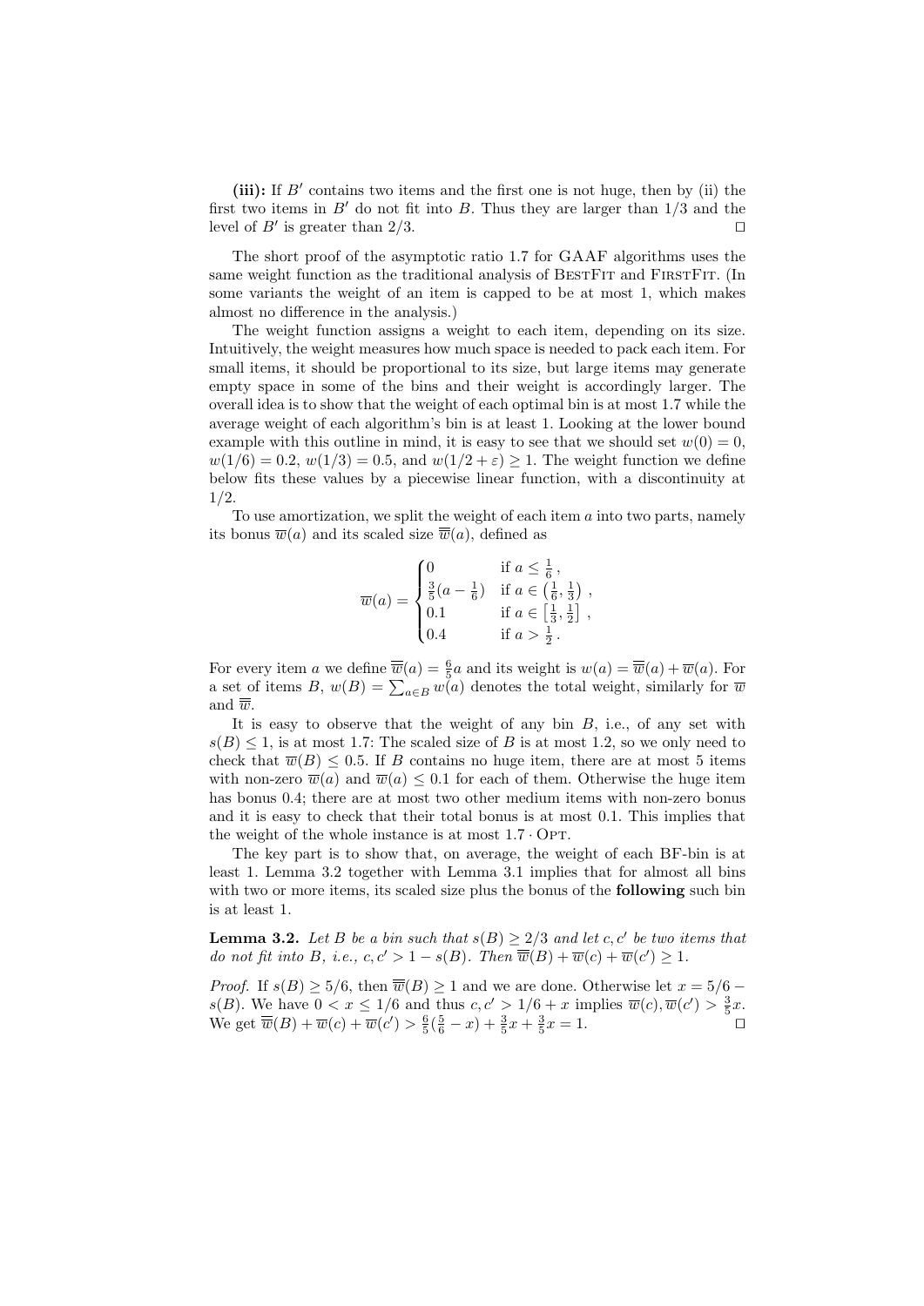**(iii):** If $B'$ contains two items and the first one is not huge, then by (ii) the first two items in $B'$ do not fit into $B$. Thus they are larger than $1/3$ and the level of $B'$ is greater than $2/3$. □

The short proof of the asymptotic ratio 1.7 for GAAF algorithms uses the same weight function as the traditional analysis of BestFit and FirstFit. (In some variants the weight of an item is capped to be at most 1, which makes almost no difference in the analysis.)

The weight function assigns a weight to each item, depending on its size. Intuitively, the weight measures how much space is needed to pack each item. For small items, it should be proportional to its size, but large items may generate empty space in some of the bins and their weight is accordingly larger. The overall idea is to show that the weight of each optimal bin is at most 1.7 while the average weight of each algorithm's bin is at least 1. Looking at the lower bound example with this outline in mind, it is easy to see that we should set $w(0) = 0$, $w(1/6) = 0.2$, $w(1/3) = 0.5$, and $w(1/2 + \varepsilon) \geq 1$. The weight function we define below fits these values by a piecewise linear function, with a discontinuity at $1/2$.

To use amortization, we split the weight of each item $a$ into two parts, namely its bonus $\overline{w}(a)$ and its scaled size $\overline{\overline{w}}(a)$, defined as

$$\overline{w}(a) = \begin{cases} 0 & \text{if } a \leq \frac{1}{6}\,, \\ \frac{3}{5}(a - \frac{1}{6}) & \text{if } a \in \left(\frac{1}{6}, \frac{1}{3}\right)\,, \\ 0.1 & \text{if } a \in \left[\frac{1}{3}, \frac{1}{2}\right]\,, \\ 0.4 & \text{if } a > \frac{1}{2}\,. \end{cases}$$

For every item $a$ we define $\overline{\overline{w}}(a) = \frac{6}{5}a$ and its weight is $w(a) = \overline{\overline{w}}(a) + \overline{w}(a)$. For a set of items $B$, $w(B) = \sum_{a \in B} w(a)$ denotes the total weight, similarly for $\overline{w}$ and $\overline{\overline{w}}$.

It is easy to observe that the weight of any bin $B$, i.e., of any set with $s(B) \leq 1$, is at most 1.7: The scaled size of $B$ is at most 1.2, so we only need to check that $\overline{w}(B) \leq 0.5$. If $B$ contains no huge item, there are at most 5 items with non-zero $\overline{w}(a)$ and $\overline{w}(a) \leq 0.1$ for each of them. Otherwise the huge item has bonus 0.4; there are at most two other medium items with non-zero bonus and it is easy to check that their total bonus is at most 0.1. This implies that the weight of the whole instance is at most $1.7 \cdot \text{Opt}$.

The key part is to show that, on average, the weight of each BF-bin is at least 1. Lemma 3.2 together with Lemma 3.1 implies that for almost all bins with two or more items, its scaled size plus the bonus of the **following** such bin is at least 1.

**Lemma 3.2.** *Let $B$ be a bin such that $s(B) \geq 2/3$ and let $c, c'$ be two items that do not fit into $B$, i.e., $c, c' > 1 - s(B)$. Then $\overline{\overline{w}}(B) + \overline{w}(c) + \overline{w}(c') \geq 1$.*

*Proof.* If $s(B) \geq 5/6$, then $\overline{\overline{w}}(B) \geq 1$ and we are done. Otherwise let $x = 5/6 - s(B)$. We have $0 < x \leq 1/6$ and thus $c, c' > 1/6 + x$ implies $\overline{w}(c), \overline{w}(c') > \frac{3}{5}x$. We get $\overline{\overline{w}}(B) + \overline{w}(c) + \overline{w}(c') > \frac{6}{5}(\frac{5}{6} - x) + \frac{3}{5}x + \frac{3}{5}x = 1$. □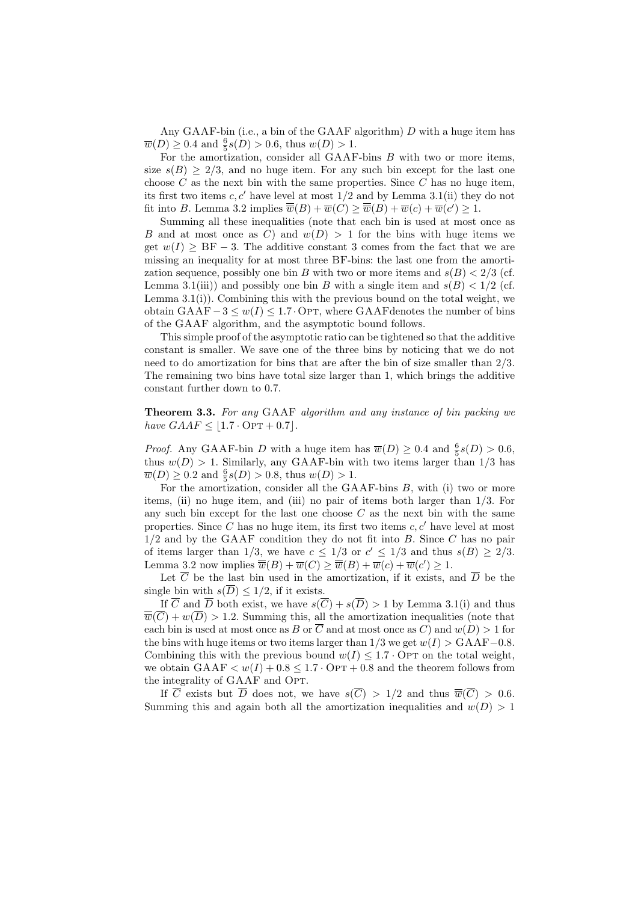Any GAAF-bin (i.e., a bin of the GAAF algorithm) $D$ with a huge item has $\overline{w}(D) \geq 0.4$ and $\frac{6}{5}s(D) > 0.6$, thus $w(D) > 1$.

For the amortization, consider all GAAF-bins $B$ with two or more items, size $s(B) \geq 2/3$, and no huge item. For any such bin except for the last one choose $C$ as the next bin with the same properties. Since $C$ has no huge item, its first two items $c, c'$ have level at most $1/2$ and by Lemma 3.1(ii) they do not fit into $B$. Lemma 3.2 implies $\overline{\overline{w}}(B) + \overline{w}(C) \geq \overline{\overline{w}}(B) + \overline{w}(c) + \overline{w}(c') \geq 1$.

Summing all these inequalities (note that each bin is used at most once as $B$ and at most once as $C$) and $w(D) > 1$ for the bins with huge items we get $w(I) \geq \mathrm{BF} - 3$. The additive constant 3 comes from the fact that we are missing an inequality for at most three BF-bins: the last one from the amortization sequence, possibly one bin $B$ with two or more items and $s(B) < 2/3$ (cf. Lemma 3.1(iii)) and possibly one bin $B$ with a single item and $s(B) < 1/2$ (cf. Lemma 3.1(i)). Combining this with the previous bound on the total weight, we obtain $\mathrm{GAAF} - 3 \leq w(I) \leq 1.7 \cdot \mathrm{OPT}$, where GAAFdenotes the number of bins of the GAAF algorithm, and the asymptotic bound follows.

This simple proof of the asymptotic ratio can be tightened so that the additive constant is smaller. We save one of the three bins by noticing that we do not need to do amortization for bins that are after the bin of size smaller than $2/3$. The remaining two bins have total size larger than 1, which brings the additive constant further down to 0.7.

**Theorem 3.3.** *For any* GAAF *algorithm and any instance of bin packing we have* $GAAF \leq \lfloor 1.7 \cdot \mathrm{OPT} + 0.7 \rfloor$.

*Proof.* Any GAAF-bin $D$ with a huge item has $\overline{w}(D) \geq 0.4$ and $\frac{6}{5}s(D) > 0.6$, thus $w(D) > 1$. Similarly, any GAAF-bin with two items larger than $1/3$ has $\overline{w}(D) \geq 0.2$ and $\frac{6}{5}s(D) > 0.8$, thus $w(D) > 1$.

For the amortization, consider all the GAAF-bins $B$, with (i) two or more items, (ii) no huge item, and (iii) no pair of items both larger than $1/3$. For any such bin except for the last one choose $C$ as the next bin with the same properties. Since $C$ has no huge item, its first two items $c, c'$ have level at most $1/2$ and by the GAAF condition they do not fit into $B$. Since $C$ has no pair of items larger than $1/3$, we have $c \leq 1/3$ or $c' \leq 1/3$ and thus $s(B) \geq 2/3$. Lemma 3.2 now implies $\overline{\overline{w}}(B) + \overline{w}(C) \geq \overline{\overline{w}}(B) + \overline{w}(c) + \overline{w}(c') \geq 1$.

Let $\overline{C}$ be the last bin used in the amortization, if it exists, and $\overline{D}$ be the single bin with $s(\overline{D}) \leq 1/2$, if it exists.

If $\overline{C}$ and $\overline{D}$ both exist, we have $s(\overline{C}) + s(\overline{D}) > 1$ by Lemma 3.1(i) and thus $\overline{\overline{w}}(\overline{C}) + w(\overline{D}) > 1.2$. Summing this, all the amortization inequalities (note that each bin is used at most once as $B$ or $\overline{C}$ and at most once as $C$) and $w(D) > 1$ for the bins with huge items or two items larger than $1/3$ we get $w(I) > \mathrm{GAAF} - 0.8$. Combining this with the previous bound $w(I) \leq 1.7 \cdot \mathrm{OPT}$ on the total weight, we obtain $\mathrm{GAAF} < w(I) + 0.8 \leq 1.7 \cdot \mathrm{OPT} + 0.8$ and the theorem follows from the integrality of GAAF and OPT.

If $\overline{C}$ exists but $\overline{D}$ does not, we have $s(\overline{C}) > 1/2$ and thus $\overline{\overline{w}}(\overline{C}) > 0.6$. Summing this and again both all the amortization inequalities and $w(D) > 1$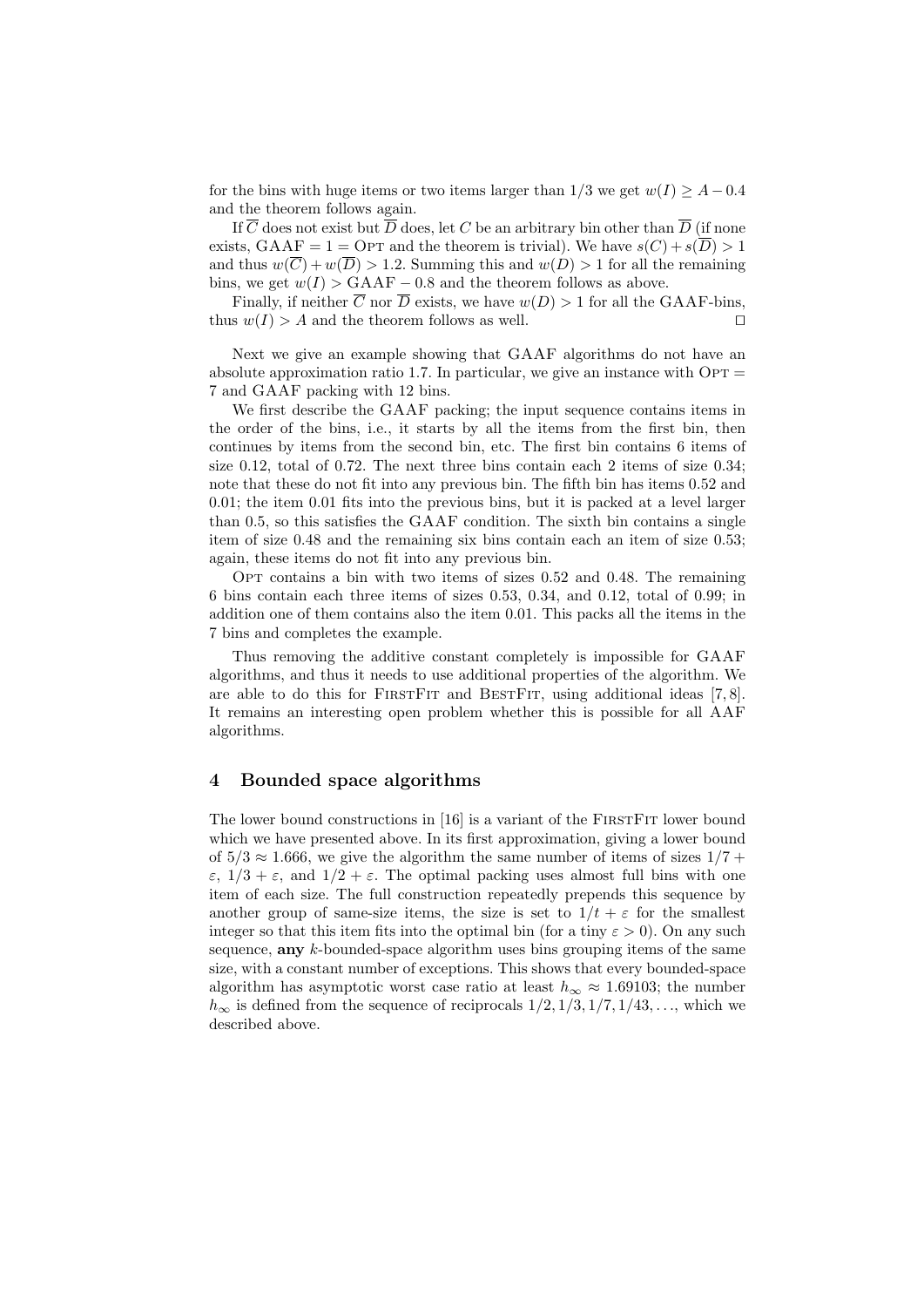for the bins with huge items or two items larger than $1/3$ we get $w(I) \geq A - 0.4$ and the theorem follows again.

If $\overline{C}$ does not exist but $\overline{D}$ does, let $C$ be an arbitrary bin other than $\overline{D}$ (if none exists, GAAF $= 1 =$ OPT and the theorem is trivial). We have $s(C) + s(\overline{D}) > 1$ and thus $w(\overline{C}) + w(\overline{D}) > 1.2$. Summing this and $w(D) > 1$ for all the remaining bins, we get $w(I) > \text{GAAF} - 0.8$ and the theorem follows as above.

Finally, if neither $\overline{C}$ nor $\overline{D}$ exists, we have $w(D) > 1$ for all the GAAF-bins, thus $w(I) > A$ and the theorem follows as well. □

Next we give an example showing that GAAF algorithms do not have an absolute approximation ratio 1.7. In particular, we give an instance with OPT $=$ 7 and GAAF packing with 12 bins.

We first describe the GAAF packing; the input sequence contains items in the order of the bins, i.e., it starts by all the items from the first bin, then continues by items from the second bin, etc. The first bin contains 6 items of size 0.12, total of 0.72. The next three bins contain each 2 items of size 0.34; note that these do not fit into any previous bin. The fifth bin has items 0.52 and 0.01; the item 0.01 fits into the previous bins, but it is packed at a level larger than 0.5, so this satisfies the GAAF condition. The sixth bin contains a single item of size 0.48 and the remaining six bins contain each an item of size 0.53; again, these items do not fit into any previous bin.

OPT contains a bin with two items of sizes 0.52 and 0.48. The remaining 6 bins contain each three items of sizes 0.53, 0.34, and 0.12, total of 0.99; in addition one of them contains also the item 0.01. This packs all the items in the 7 bins and completes the example.

Thus removing the additive constant completely is impossible for GAAF algorithms, and thus it needs to use additional properties of the algorithm. We are able to do this for FIRSTFIT and BESTFIT, using additional ideas [7, 8]. It remains an interesting open problem whether this is possible for all AAF algorithms.

## 4 Bounded space algorithms

The lower bound constructions in [16] is a variant of the FIRSTFIT lower bound which we have presented above. In its first approximation, giving a lower bound of $5/3 \approx 1.666$, we give the algorithm the same number of items of sizes $1/7 + \varepsilon$, $1/3 + \varepsilon$, and $1/2 + \varepsilon$. The optimal packing uses almost full bins with one item of each size. The full construction repeatedly prepends this sequence by another group of same-size items, the size is set to $1/t + \varepsilon$ for the smallest integer so that this item fits into the optimal bin (for a tiny $\varepsilon > 0$). On any such sequence, **any** $k$-bounded-space algorithm uses bins grouping items of the same size, with a constant number of exceptions. This shows that every bounded-space algorithm has asymptotic worst case ratio at least $h_\infty \approx 1.69103$; the number $h_\infty$ is defined from the sequence of reciprocals $1/2, 1/3, 1/7, 1/43, \ldots$, which we described above.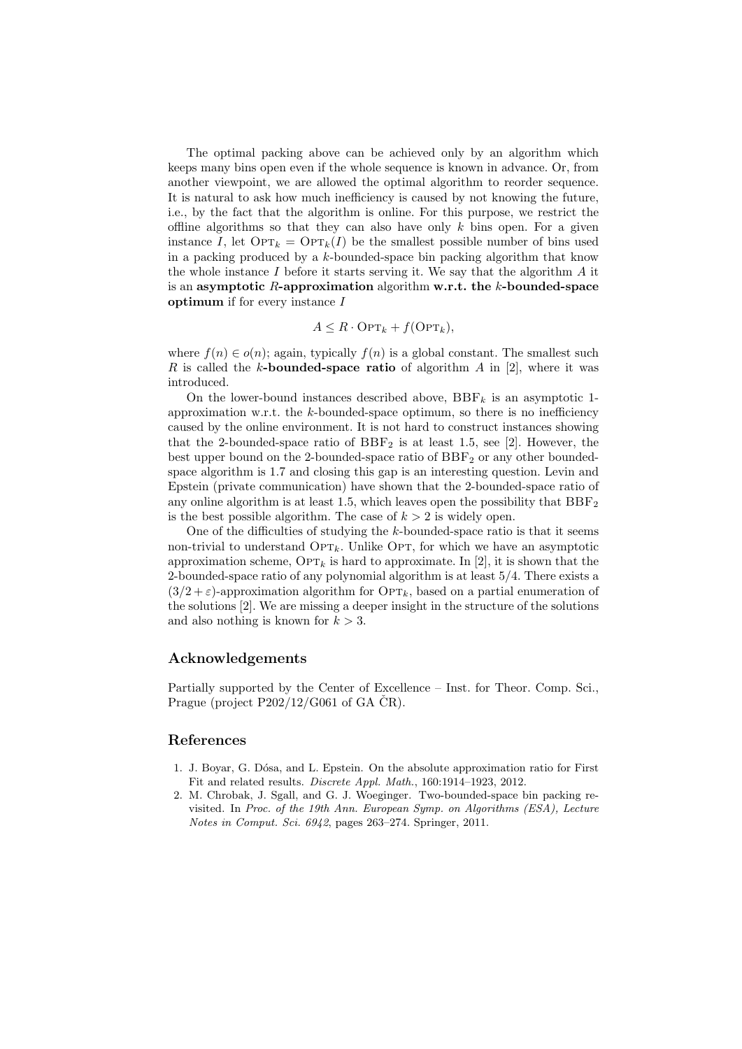The optimal packing above can be achieved only by an algorithm which keeps many bins open even if the whole sequence is known in advance. Or, from another viewpoint, we are allowed the optimal algorithm to reorder sequence. It is natural to ask how much inefficiency is caused by not knowing the future, i.e., by the fact that the algorithm is online. For this purpose, we restrict the offline algorithms so that they can also have only $k$ bins open. For a given instance $I$, let $\mathrm{OPT}_k = \mathrm{OPT}_k(I)$ be the smallest possible number of bins used in a packing produced by a $k$-bounded-space bin packing algorithm that know the whole instance $I$ before it starts serving it. We say that the algorithm $A$ it is an **asymptotic $R$-approximation** algorithm **w.r.t. the $k$-bounded-space optimum** if for every instance $I$

$$A \leq R \cdot \mathrm{OPT}_k + f(\mathrm{OPT}_k),$$

where $f(n) \in o(n)$; again, typically $f(n)$ is a global constant. The smallest such $R$ is called the **$k$-bounded-space ratio** of algorithm $A$ in [2], where it was introduced.

On the lower-bound instances described above, $\mathrm{BBF}_k$ is an asymptotic 1-approximation w.r.t. the $k$-bounded-space optimum, so there is no inefficiency caused by the online environment. It is not hard to construct instances showing that the 2-bounded-space ratio of $\mathrm{BBF}_2$ is at least 1.5, see [2]. However, the best upper bound on the 2-bounded-space ratio of $\mathrm{BBF}_2$ or any other bounded-space algorithm is 1.7 and closing this gap is an interesting question. Levin and Epstein (private communication) have shown that the 2-bounded-space ratio of any online algorithm is at least 1.5, which leaves open the possibility that $\mathrm{BBF}_2$ is the best possible algorithm. The case of $k > 2$ is widely open.

One of the difficulties of studying the $k$-bounded-space ratio is that it seems non-trivial to understand $\mathrm{OPT}_k$. Unlike $\mathrm{OPT}$, for which we have an asymptotic approximation scheme, $\mathrm{OPT}_k$ is hard to approximate. In [2], it is shown that the 2-bounded-space ratio of any polynomial algorithm is at least 5/4. There exists a $(3/2+\varepsilon)$-approximation algorithm for $\mathrm{OPT}_k$, based on a partial enumeration of the solutions [2]. We are missing a deeper insight in the structure of the solutions and also nothing is known for $k > 3$.

## Acknowledgements

Partially supported by the Center of Excellence – Inst. for Theor. Comp. Sci., Prague (project P202/12/G061 of GA ČR).

## References

1. J. Boyar, G. Dósa, and L. Epstein. On the absolute approximation ratio for First Fit and related results. *Discrete Appl. Math.*, 160:1914–1923, 2012.
2. M. Chrobak, J. Sgall, and G. J. Woeginger. Two-bounded-space bin packing revisited. In *Proc. of the 19th Ann. European Symp. on Algorithms (ESA), Lecture Notes in Comput. Sci. 6942*, pages 263–274. Springer, 2011.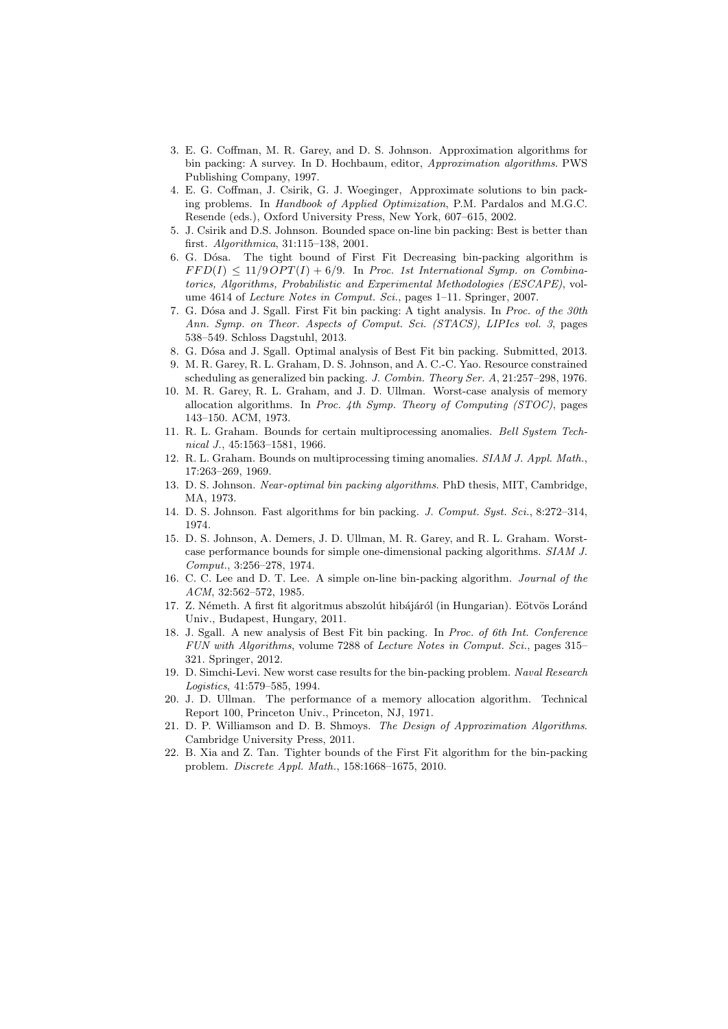3. E. G. Coffman, M. R. Garey, and D. S. Johnson. Approximation algorithms for bin packing: A survey. In D. Hochbaum, editor, *Approximation algorithms*. PWS Publishing Company, 1997.
4. E. G. Coffman, J. Csirik, G. J. Woeginger, Approximate solutions to bin packing problems. In *Handbook of Applied Optimization*, P.M. Pardalos and M.G.C. Resende (eds.), Oxford University Press, New York, 607–615, 2002.
5. J. Csirik and D.S. Johnson. Bounded space on-line bin packing: Best is better than first. *Algorithmica*, 31:115–138, 2001.
6. G. Dósa. The tight bound of First Fit Decreasing bin-packing algorithm is $FFD(I) \leq 11/9\,OPT(I) + 6/9$. In *Proc. 1st International Symp. on Combinatorics, Algorithms, Probabilistic and Experimental Methodologies (ESCAPE)*, volume 4614 of *Lecture Notes in Comput. Sci.*, pages 1–11. Springer, 2007.
7. G. Dósa and J. Sgall. First Fit bin packing: A tight analysis. In *Proc. of the 30th Ann. Symp. on Theor. Aspects of Comput. Sci. (STACS), LIPIcs vol. 3*, pages 538–549. Schloss Dagstuhl, 2013.
8. G. Dósa and J. Sgall. Optimal analysis of Best Fit bin packing. Submitted, 2013.
9. M. R. Garey, R. L. Graham, D. S. Johnson, and A. C.-C. Yao. Resource constrained scheduling as generalized bin packing. *J. Combin. Theory Ser. A*, 21:257–298, 1976.
10. M. R. Garey, R. L. Graham, and J. D. Ullman. Worst-case analysis of memory allocation algorithms. In *Proc. 4th Symp. Theory of Computing (STOC)*, pages 143–150. ACM, 1973.
11. R. L. Graham. Bounds for certain multiprocessing anomalies. *Bell System Technical J.*, 45:1563–1581, 1966.
12. R. L. Graham. Bounds on multiprocessing timing anomalies. *SIAM J. Appl. Math.*, 17:263–269, 1969.
13. D. S. Johnson. *Near-optimal bin packing algorithms*. PhD thesis, MIT, Cambridge, MA, 1973.
14. D. S. Johnson. Fast algorithms for bin packing. *J. Comput. Syst. Sci.*, 8:272–314, 1974.
15. D. S. Johnson, A. Demers, J. D. Ullman, M. R. Garey, and R. L. Graham. Worst-case performance bounds for simple one-dimensional packing algorithms. *SIAM J. Comput.*, 3:256–278, 1974.
16. C. C. Lee and D. T. Lee. A simple on-line bin-packing algorithm. *Journal of the ACM*, 32:562–572, 1985.
17. Z. Németh. A first fit algoritmus abszolút hibájáról (in Hungarian). Eötvös Loránd Univ., Budapest, Hungary, 2011.
18. J. Sgall. A new analysis of Best Fit bin packing. In *Proc. of 6th Int. Conference FUN with Algorithms*, volume 7288 of *Lecture Notes in Comput. Sci.*, pages 315–321. Springer, 2012.
19. D. Simchi-Levi. New worst case results for the bin-packing problem. *Naval Research Logistics*, 41:579–585, 1994.
20. J. D. Ullman. The performance of a memory allocation algorithm. Technical Report 100, Princeton Univ., Princeton, NJ, 1971.
21. D. P. Williamson and D. B. Shmoys. *The Design of Approximation Algorithms*. Cambridge University Press, 2011.
22. B. Xia and Z. Tan. Tighter bounds of the First Fit algorithm for the bin-packing problem. *Discrete Appl. Math.*, 158:1668–1675, 2010.